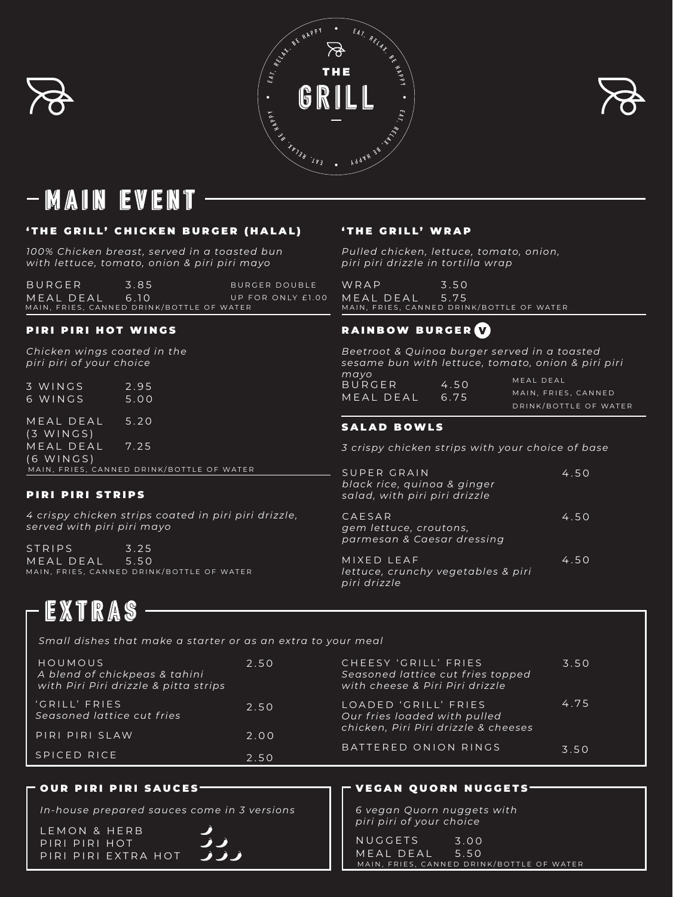# THE GRILL

EAT. RELAX. BE HAPPY

## MAIN EVENT

### 'THE GRILL' CHICKEN BURGER (HALAL)

*100% Chicken breast, served in a toasted bun with lettuce, tomato, onion & piri piri mayo*

BURGER 3.85
MEAL DEAL 6.10
MAIN, FRIES, CANNED DRINK/BOTTLE OF WATER

BURGER DOUBLE UP FOR ONLY £1.00

### PIRI PIRI HOT WINGS

*Chicken wings coated in the piri piri of your choice*

3 WINGS 2.95
6 WINGS 5.00

MEAL DEAL (3 WINGS) 5.20
MEAL DEAL (6 WINGS) 7.25
MAIN, FRIES, CANNED DRINK/BOTTLE OF WATER

### PIRI PIRI STRIPS

*4 crispy chicken strips coated in piri piri drizzle, served with piri piri mayo*

STRIPS 3.25
MEAL DEAL 5.50
MAIN, FRIES, CANNED DRINK/BOTTLE OF WATER

### 'THE GRILL' WRAP

*Pulled chicken, lettuce, tomato, onion, piri piri drizzle in tortilla wrap*

WRAP 3.50
MEAL DEAL 5.75
MAIN, FRIES, CANNED DRINK/BOTTLE OF WATER

### RAINBOW BURGER (V)

*Beetroot & Quinoa burger served in a toasted sesame bun with lettuce, tomato, onion & piri piri mayo*

BURGER 4.50
MEAL DEAL 6.75

MEAL DEAL
MAIN, FRIES, CANNED DRINK/BOTTLE OF WATER

### SALAD BOWLS

*3 crispy chicken strips with your choice of base*

SUPER GRAIN 4.50
*black rice, quinoa & ginger salad, with piri piri drizzle*

CAESAR 4.50
*gem lettuce, croutons, parmesan & Caesar dressing*

MIXED LEAF 4.50
*lettuce, crunchy vegetables & piri piri drizzle*

## EXTRAS

*Small dishes that make a starter or as an extra to your meal*

HOUMOUS 2.50
*A blend of chickpeas & tahini with Piri Piri drizzle & pitta strips*

'GRILL' FRIES 2.50
*Seasoned lattice cut fries*

PIRI PIRI SLAW 2.00

SPICED RICE 2.50

CHEESY 'GRILL' FRIES 3.50
*Seasoned lattice cut fries topped with cheese & Piri Piri drizzle*

LOADED 'GRILL' FRIES 4.75
*Our fries loaded with pulled chicken, Piri Piri drizzle & cheeses*

BATTERED ONION RINGS 3.50

### OUR PIRI PIRI SAUCES

*In-house prepared sauces come in 3 versions*

LEMON & HERB (1 chilli)
PIRI PIRI HOT (2 chillies)
PIRI PIRI EXTRA HOT (3 chillies)

### VEGAN QUORN NUGGETS

*6 vegan Quorn nuggets with piri piri of your choice*

NUGGETS 3.00
MEAL DEAL 5.50
MAIN, FRIES, CANNED DRINK/BOTTLE OF WATER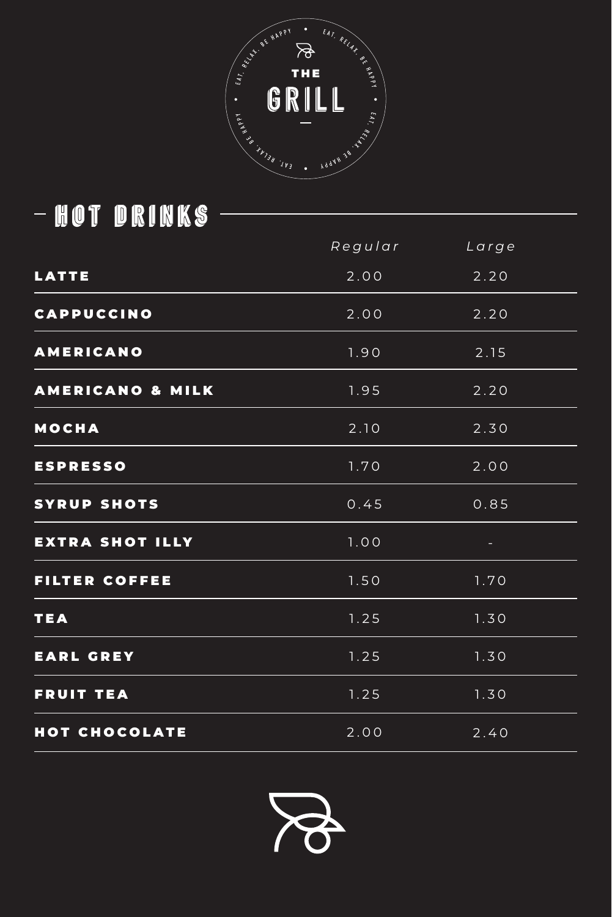# THE GRILL

EAT, RELAX, BE HAPPY

## HOT DRINKS

| | *Regular* | *Large* |
|---|---|---|
| **LATTE** | 2.00 | 2.20 |
| **CAPPUCCINO** | 2.00 | 2.20 |
| **AMERICANO** | 1.90 | 2.15 |
| **AMERICANO & MILK** | 1.95 | 2.20 |
| **MOCHA** | 2.10 | 2.30 |
| **ESPRESSO** | 1.70 | 2.00 |
| **SYRUP SHOTS** | 0.45 | 0.85 |
| **EXTRA SHOT ILLY** | 1.00 | - |
| **FILTER COFFEE** | 1.50 | 1.70 |
| **TEA** | 1.25 | 1.30 |
| **EARL GREY** | 1.25 | 1.30 |
| **FRUIT TEA** | 1.25 | 1.30 |
| **HOT CHOCOLATE** | 2.00 | 2.40 |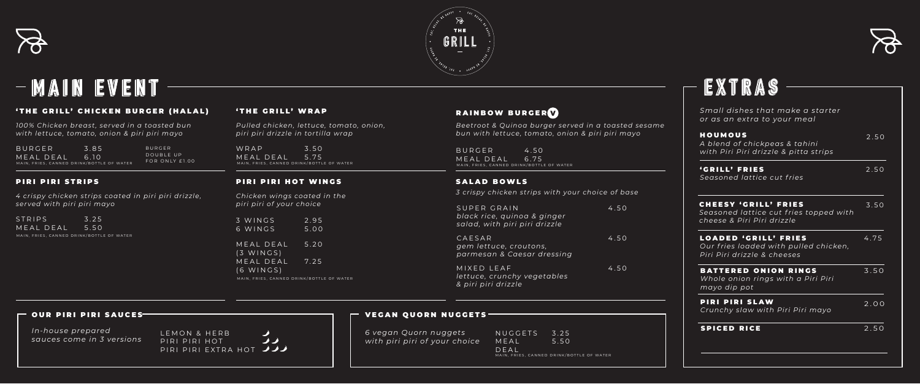THE GRILL

# MAIN EVENT

### 'THE GRILL' CHICKEN BURGER (HALAL)

*100% Chicken breast, served in a toasted bun with lettuce, tomato, onion & piri piri mayo*

BURGER 3.85
MEAL DEAL 6.10
MAIN, FRIES, CANNED DRINK/BOTTLE OF WATER

BURGER DOUBLE UP FOR ONLY £1.00

### PIRI PIRI STRIPS

*4 crispy chicken strips coated in piri piri drizzle, served with piri piri mayo*

STRIPS 3.25
MEAL DEAL 5.50
MAIN, FRIES, CANNED DRINK/BOTTLE OF WATER

### 'THE GRILL' WRAP

*Pulled chicken, lettuce, tomato, onion, piri piri drizzle in tortilla wrap*

WRAP 3.50
MEAL DEAL 5.75
MAIN, FRIES, CANNED DRINK/BOTTLE OF WATER

### PIRI PIRI HOT WINGS

*Chicken wings coated in the piri piri of your choice*

3 WINGS 2.95
6 WINGS 5.00

MEAL DEAL (3 WINGS) 5.20
MEAL DEAL (6 WINGS) 7.25
MAIN, FRIES, CANNED DRINK/BOTTLE OF WATER

### RAINBOW BURGER (V)

*Beetroot & Quinoa burger served in a toasted sesame bun with lettuce, tomato, onion & piri piri mayo*

BURGER 4.50
MEAL DEAL 6.75
MAIN, FRIES, CANNED DRINK/BOTTLE OF WATER

### SALAD BOWLS

*3 crispy chicken strips with your choice of base*

SUPER GRAIN 4.50
*black rice, quinoa & ginger salad, with piri piri drizzle*

CAESAR 4.50
*gem lettuce, croutons, parmesan & Caesar dressing*

MIXED LEAF 4.50
*lettuce, crunchy vegetables & piri piri drizzle*

### OUR PIRI PIRI SAUCES

*In-house prepared sauces come in 3 versions*

- LEMON & HERB (1 chilli)
- PIRI PIRI HOT (2 chillies)
- PIRI PIRI EXTRA HOT (3 chillies)

### VEGAN QUORN NUGGETS

*6 vegan Quorn nuggets with piri piri of your choice*

NUGGETS 3.25
MEAL DEAL 5.50
MAIN, FRIES, CANNED DRINK/BOTTLE OF WATER

# EXTRAS

*Small dishes that make a starter or as an extra to your meal*

**HOUMOUS** 2.50
*A blend of chickpeas & tahini with Piri Piri drizzle & pitta strips*

**'GRILL' FRIES** 2.50
*Seasoned lattice cut fries*

**CHEESY 'GRILL' FRIES** 3.50
*Seasoned lattice cut fries topped with cheese & Piri Piri drizzle*

**LOADED 'GRILL' FRIES** 4.75
*Our fries loaded with pulled chicken, Piri Piri drizzle & cheeses*

**BATTERED ONION RINGS** 3.50
*Whole onion rings with a Piri Piri mayo dip pot*

**PIRI PIRI SLAW** 2.00
*Crunchy slaw with Piri Piri mayo*

**SPICED RICE** 2.50